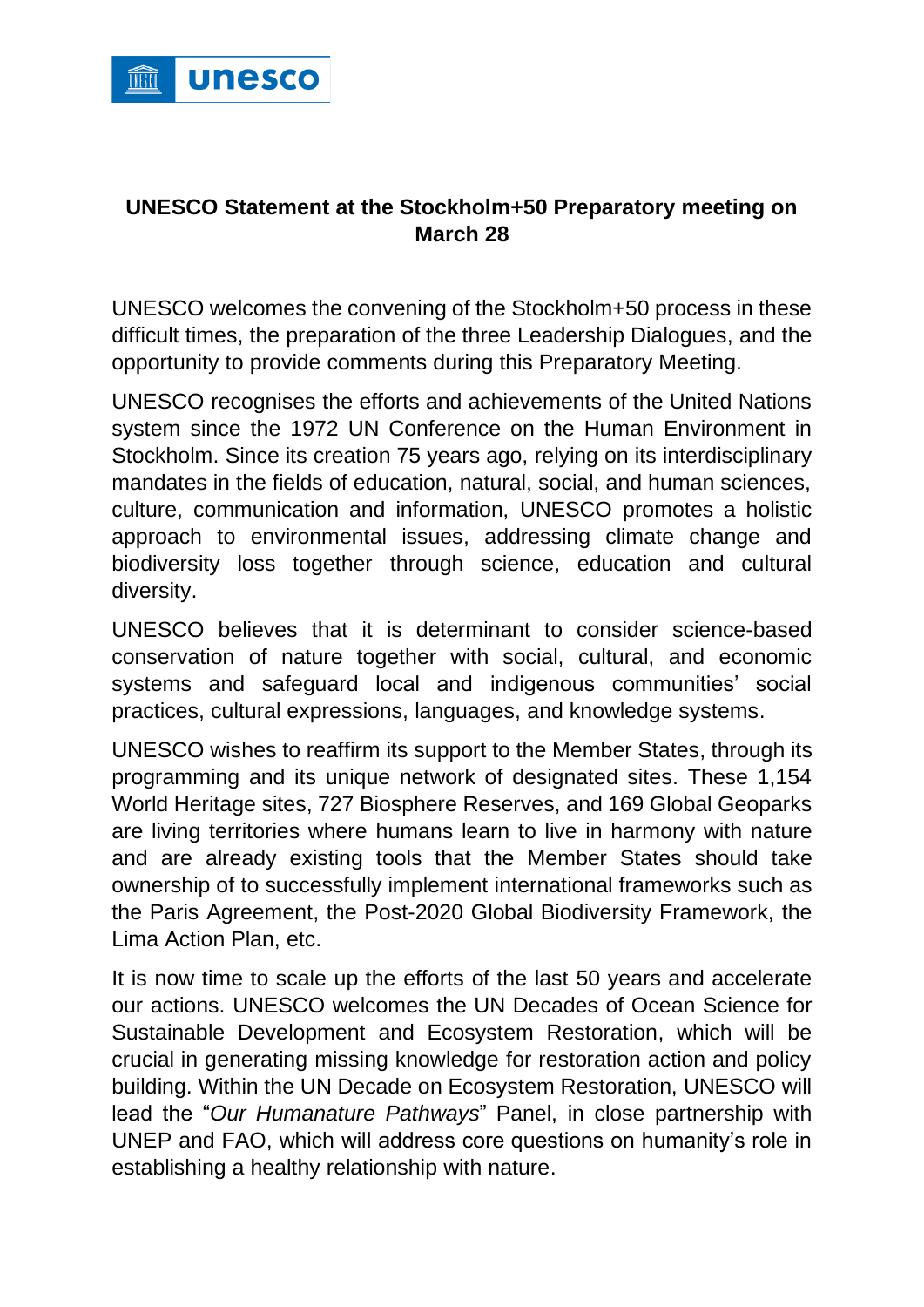**UNESCO Statement at the Stockholm+50 Preparatory meeting on March 28**

UNESCO welcomes the convening of the Stockholm+50 process in these difficult times, the preparation of the three Leadership Dialogues, and the opportunity to provide comments during this Preparatory Meeting.

UNESCO recognises the efforts and achievements of the United Nations system since the 1972 UN Conference on the Human Environment in Stockholm. Since its creation 75 years ago, relying on its interdisciplinary mandates in the fields of education, natural, social, and human sciences, culture, communication and information, UNESCO promotes a holistic approach to environmental issues, addressing climate change and biodiversity loss together through science, education and cultural diversity.

UNESCO believes that it is determinant to consider science-based conservation of nature together with social, cultural, and economic systems and safeguard local and indigenous communities' social practices, cultural expressions, languages, and knowledge systems.

UNESCO wishes to reaffirm its support to the Member States, through its programming and its unique network of designated sites. These 1,154 World Heritage sites, 727 Biosphere Reserves, and 169 Global Geoparks are living territories where humans learn to live in harmony with nature and are already existing tools that the Member States should take ownership of to successfully implement international frameworks such as the Paris Agreement, the Post-2020 Global Biodiversity Framework, the Lima Action Plan, etc.

It is now time to scale up the efforts of the last 50 years and accelerate our actions. UNESCO welcomes the UN Decades of Ocean Science for Sustainable Development and Ecosystem Restoration, which will be crucial in generating missing knowledge for restoration action and policy building. Within the UN Decade on Ecosystem Restoration, UNESCO will lead the "*Our Humanature Pathways*" Panel, in close partnership with UNEP and FAO, which will address core questions on humanity's role in establishing a healthy relationship with nature.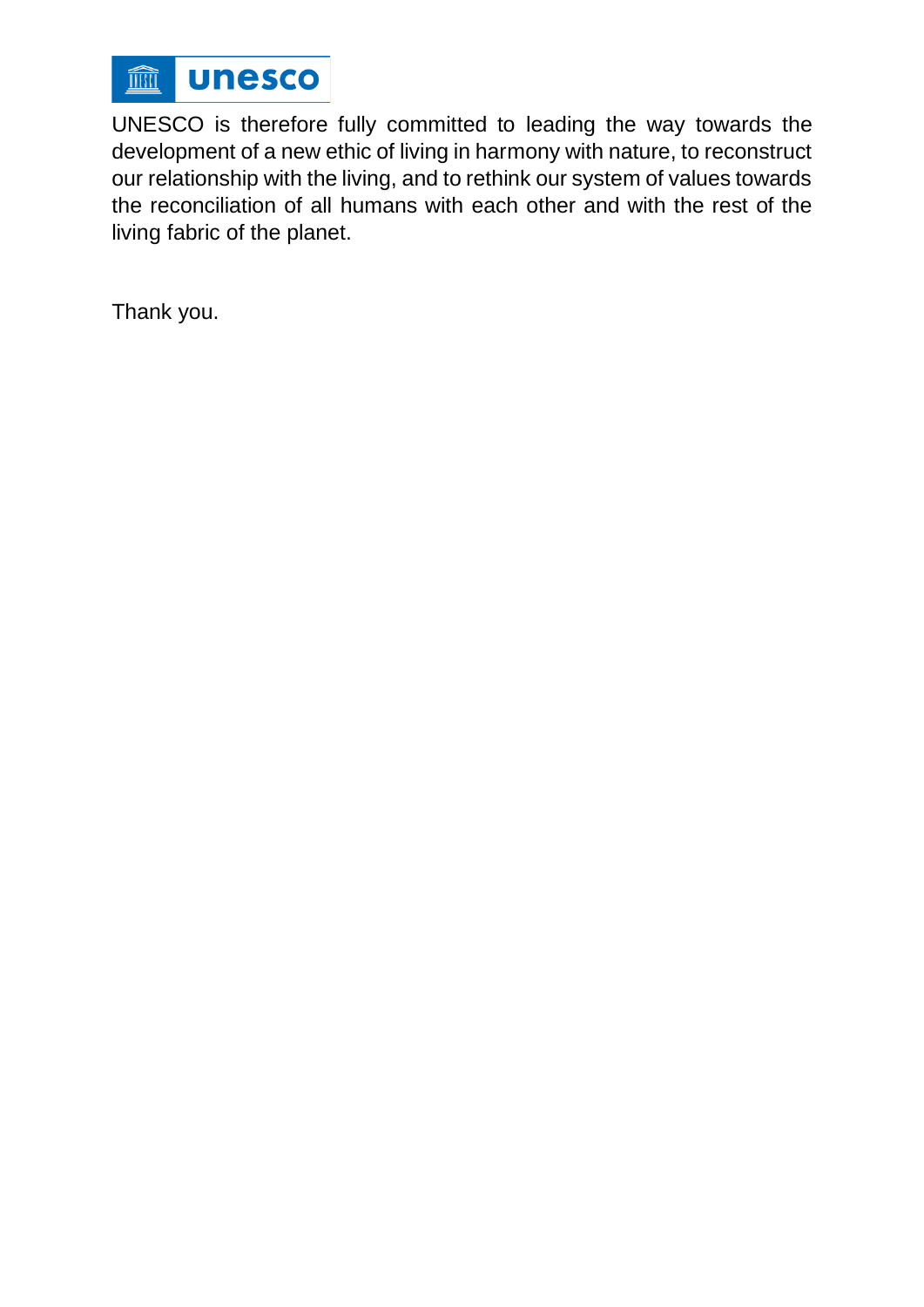UNESCO is therefore fully committed to leading the way towards the development of a new ethic of living in harmony with nature, to reconstruct our relationship with the living, and to rethink our system of values towards the reconciliation of all humans with each other and with the rest of the living fabric of the planet.

Thank you.